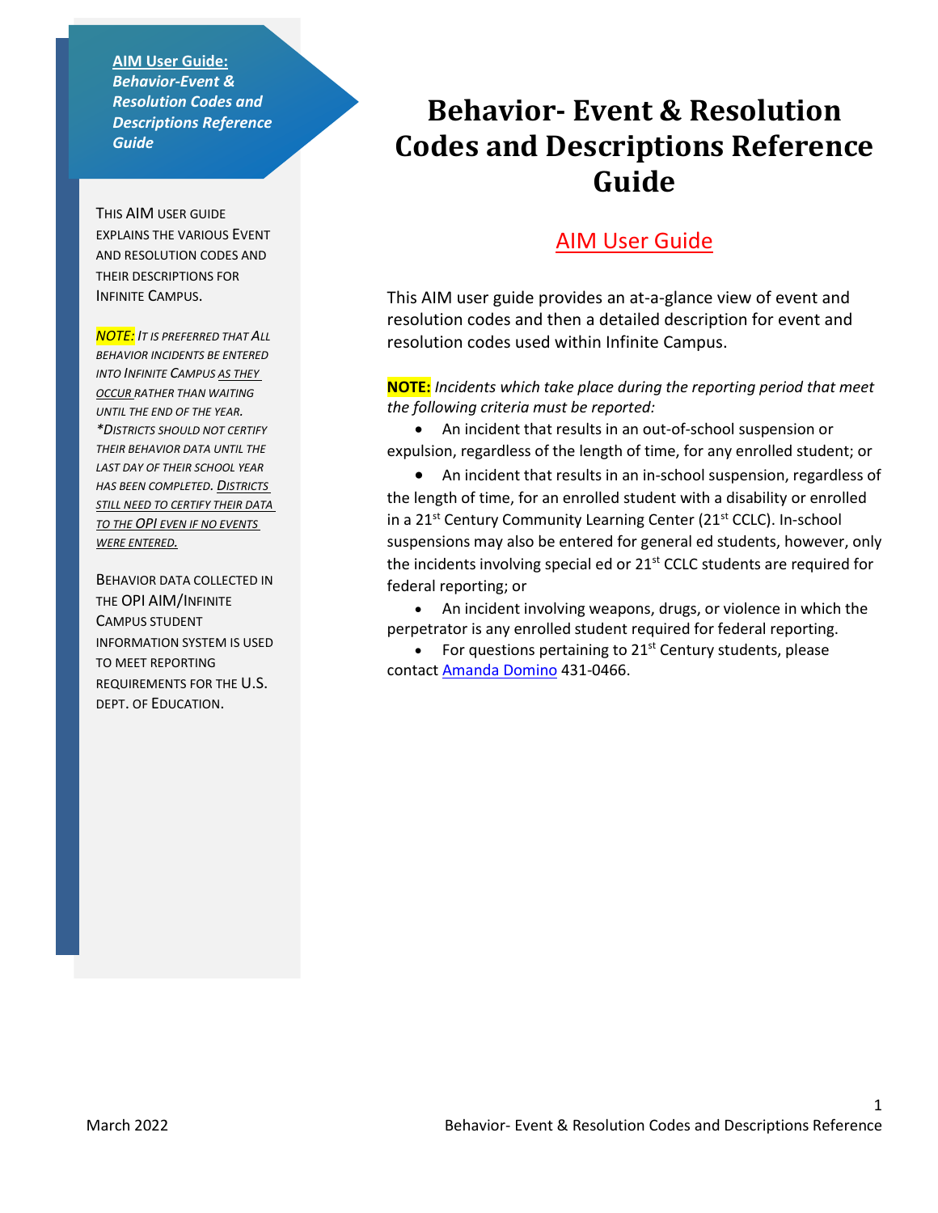**AIM User Guide:**
***Behavior-Event & Resolution Codes and Descriptions Reference Guide***

THIS AIM USER GUIDE EXPLAINS THE VARIOUS EVENT AND RESOLUTION CODES AND THEIR DESCRIPTIONS FOR INFINITE CAMPUS.

***NOTE:*** *IT IS PREFERRED THAT ALL BEHAVIOR INCIDENTS BE ENTERED INTO INFINITE CAMPUS AS THEY OCCUR RATHER THAN WAITING UNTIL THE END OF THE YEAR. \*DISTRICTS SHOULD NOT CERTIFY THEIR BEHAVIOR DATA UNTIL THE LAST DAY OF THEIR SCHOOL YEAR HAS BEEN COMPLETED. DISTRICTS STILL NEED TO CERTIFY THEIR DATA TO THE OPI EVEN IF NO EVENTS WERE ENTERED.*

BEHAVIOR DATA COLLECTED IN THE OPI AIM/INFINITE CAMPUS STUDENT INFORMATION SYSTEM IS USED TO MEET REPORTING REQUIREMENTS FOR THE U.S. DEPT. OF EDUCATION.

# Behavior- Event & Resolution Codes and Descriptions Reference Guide

## AIM User Guide

This AIM user guide provides an at-a-glance view of event and resolution codes and then a detailed description for event and resolution codes used within Infinite Campus.

**NOTE:** *Incidents which take place during the reporting period that meet the following criteria must be reported:*

- An incident that results in an out-of-school suspension or expulsion, regardless of the length of time, for any enrolled student; or
- An incident that results in an in-school suspension, regardless of the length of time, for an enrolled student with a disability or enrolled in a 21st Century Community Learning Center (21st CCLC). In-school suspensions may also be entered for general ed students, however, only the incidents involving special ed or 21st CCLC students are required for federal reporting; or
- An incident involving weapons, drugs, or violence in which the perpetrator is any enrolled student required for federal reporting.
- For questions pertaining to 21st Century students, please contact Amanda Domino 431-0466.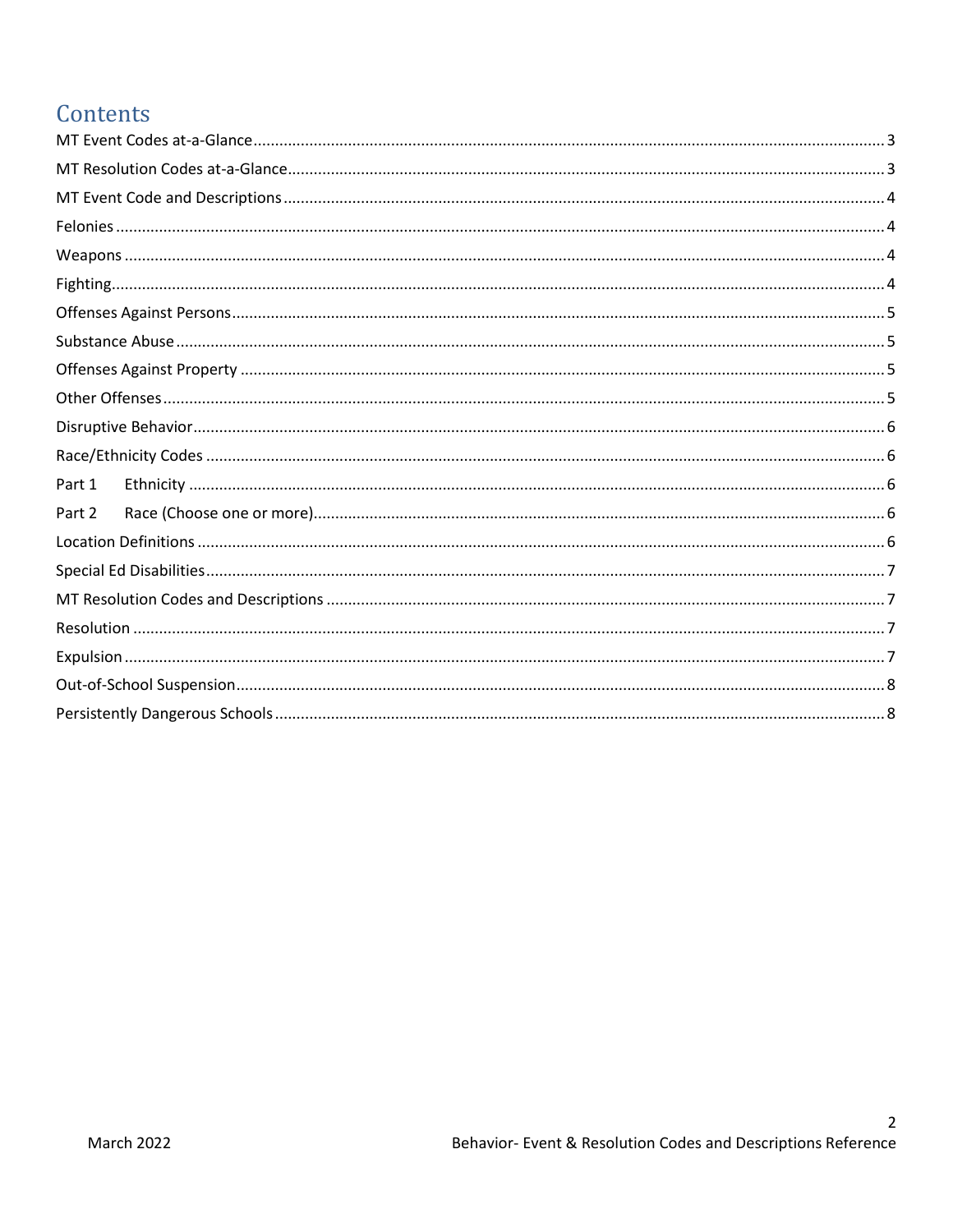# Contents

MT Event Codes at-a-Glance ........ 3

MT Resolution Codes at-a-Glance ........ 3

MT Event Code and Descriptions ........ 4

Felonies ........ 4

Weapons ........ 4

Fighting ........ 4

Offenses Against Persons ........ 5

Substance Abuse ........ 5

Offenses Against Property ........ 5

Other Offenses ........ 5

Disruptive Behavior ........ 6

Race/Ethnicity Codes ........ 6

Part 1 Ethnicity ........ 6

Part 2 Race (Choose one or more) ........ 6

Location Definitions ........ 6

Special Ed Disabilities ........ 7

MT Resolution Codes and Descriptions ........ 7

Resolution ........ 7

Expulsion ........ 7

Out-of-School Suspension ........ 8

Persistently Dangerous Schools ........ 8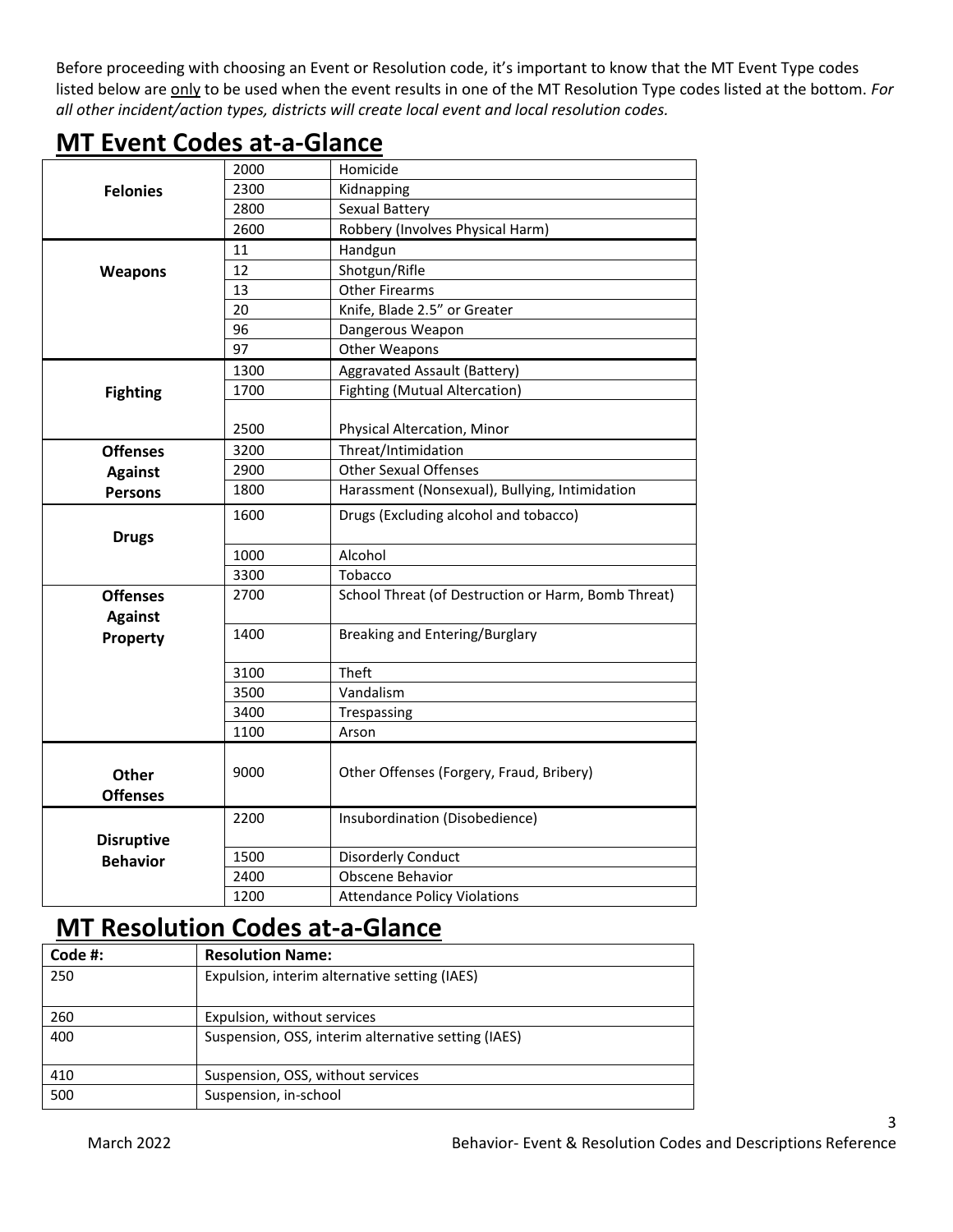Before proceeding with choosing an Event or Resolution code, it's important to know that the MT Event Type codes listed below are only to be used when the event results in one of the MT Resolution Type codes listed at the bottom. *For all other incident/action types, districts will create local event and local resolution codes.*

# MT Event Codes at-a-Glance

| | | |
|---|---|---|
| **Felonies** | 2000 | Homicide |
| | 2300 | Kidnapping |
| | 2800 | Sexual Battery |
| | 2600 | Robbery (Involves Physical Harm) |
| **Weapons** | 11 | Handgun |
| | 12 | Shotgun/Rifle |
| | 13 | Other Firearms |
| | 20 | Knife, Blade 2.5" or Greater |
| | 96 | Dangerous Weapon |
| | 97 | Other Weapons |
| **Fighting** | 1300 | Aggravated Assault (Battery) |
| | 1700 | Fighting (Mutual Altercation) |
| | 2500 | Physical Altercation, Minor |
| **Offenses Against Persons** | 3200 | Threat/Intimidation |
| | 2900 | Other Sexual Offenses |
| | 1800 | Harassment (Nonsexual), Bullying, Intimidation |
| **Drugs** | 1600 | Drugs (Excluding alcohol and tobacco) |
| | 1000 | Alcohol |
| | 3300 | Tobacco |
| **Offenses Against Property** | 2700 | School Threat (of Destruction or Harm, Bomb Threat) |
| | 1400 | Breaking and Entering/Burglary |
| | 3100 | Theft |
| | 3500 | Vandalism |
| | 3400 | Trespassing |
| | 1100 | Arson |
| **Other Offenses** | 9000 | Other Offenses (Forgery, Fraud, Bribery) |
| **Disruptive Behavior** | 2200 | Insubordination (Disobedience) |
| | 1500 | Disorderly Conduct |
| | 2400 | Obscene Behavior |
| | 1200 | Attendance Policy Violations |

# MT Resolution Codes at-a-Glance

| Code #: | Resolution Name: |
|---|---|
| 250 | Expulsion, interim alternative setting (IAES) |
| 260 | Expulsion, without services |
| 400 | Suspension, OSS, interim alternative setting (IAES) |
| 410 | Suspension, OSS, without services |
| 500 | Suspension, in-school |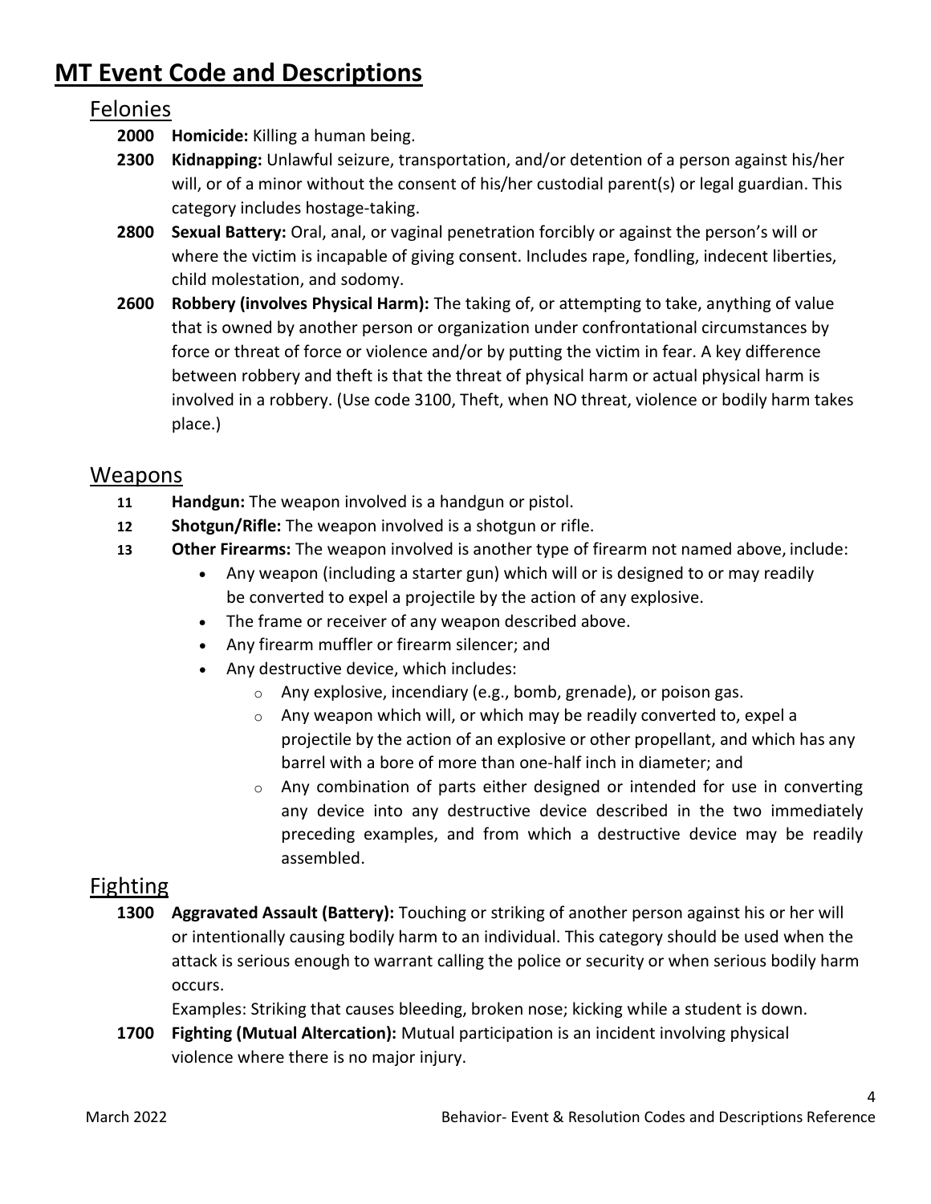# MT Event Code and Descriptions

## Felonies

**2000 Homicide:** Killing a human being.

**2300 Kidnapping:** Unlawful seizure, transportation, and/or detention of a person against his/her will, or of a minor without the consent of his/her custodial parent(s) or legal guardian. This category includes hostage-taking.

**2800 Sexual Battery:** Oral, anal, or vaginal penetration forcibly or against the person's will or where the victim is incapable of giving consent. Includes rape, fondling, indecent liberties, child molestation, and sodomy.

**2600 Robbery (involves Physical Harm):** The taking of, or attempting to take, anything of value that is owned by another person or organization under confrontational circumstances by force or threat of force or violence and/or by putting the victim in fear. A key difference between robbery and theft is that the threat of physical harm or actual physical harm is involved in a robbery. (Use code 3100, Theft, when NO threat, violence or bodily harm takes place.)

## Weapons

**11 Handgun:** The weapon involved is a handgun or pistol.

**12 Shotgun/Rifle:** The weapon involved is a shotgun or rifle.

**13 Other Firearms:** The weapon involved is another type of firearm not named above, include:

- Any weapon (including a starter gun) which will or is designed to or may readily be converted to expel a projectile by the action of any explosive.
- The frame or receiver of any weapon described above.
- Any firearm muffler or firearm silencer; and
- Any destructive device, which includes:
  - Any explosive, incendiary (e.g., bomb, grenade), or poison gas.
  - Any weapon which will, or which may be readily converted to, expel a projectile by the action of an explosive or other propellant, and which has any barrel with a bore of more than one-half inch in diameter; and
  - Any combination of parts either designed or intended for use in converting any device into any destructive device described in the two immediately preceding examples, and from which a destructive device may be readily assembled.

## Fighting

**1300 Aggravated Assault (Battery):** Touching or striking of another person against his or her will or intentionally causing bodily harm to an individual. This category should be used when the attack is serious enough to warrant calling the police or security or when serious bodily harm occurs.

Examples: Striking that causes bleeding, broken nose; kicking while a student is down.

**1700 Fighting (Mutual Altercation):** Mutual participation is an incident involving physical violence where there is no major injury.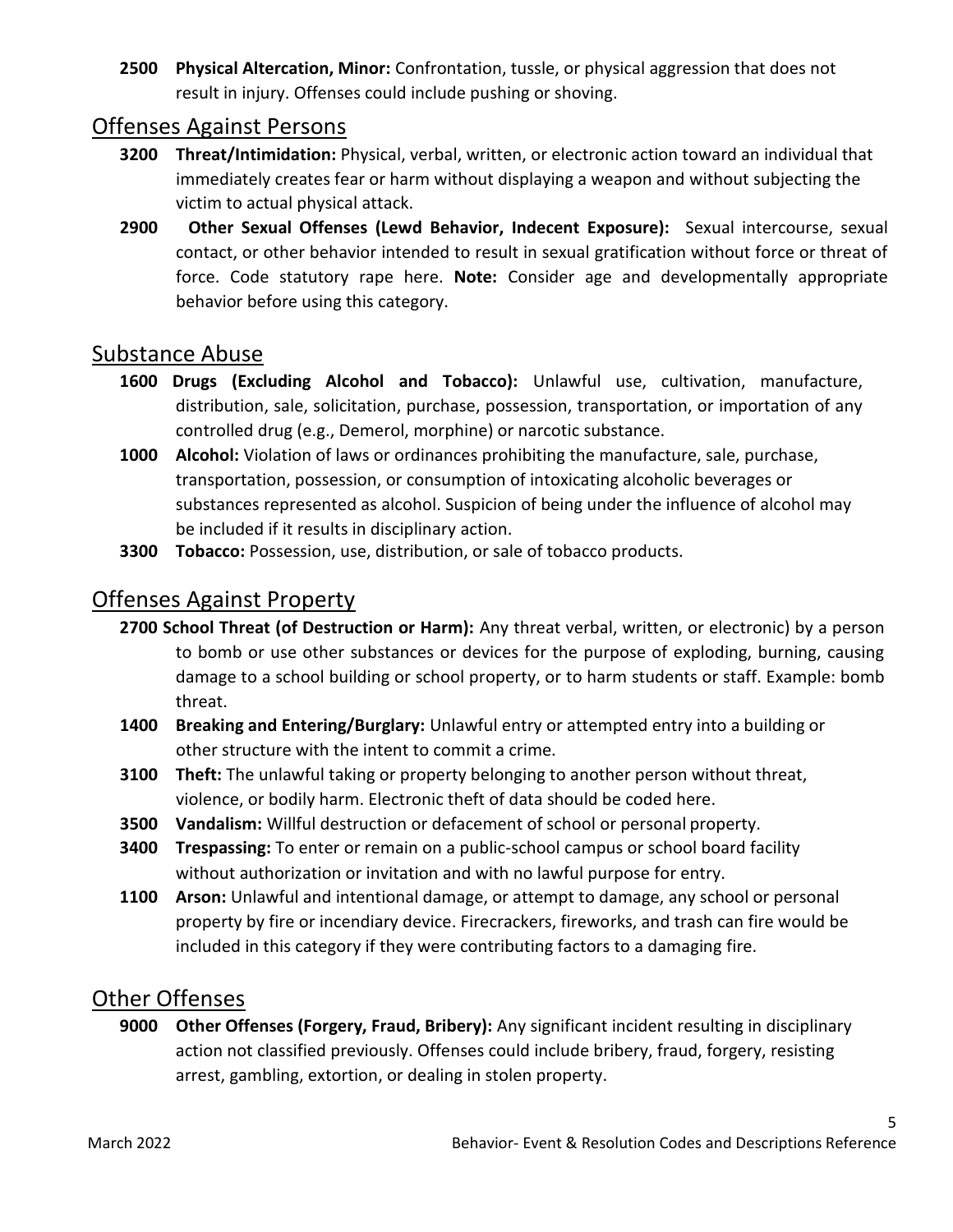**2500 Physical Altercation, Minor:** Confrontation, tussle, or physical aggression that does not result in injury. Offenses could include pushing or shoving.

## Offenses Against Persons

**3200 Threat/Intimidation:** Physical, verbal, written, or electronic action toward an individual that immediately creates fear or harm without displaying a weapon and without subjecting the victim to actual physical attack.

**2900 Other Sexual Offenses (Lewd Behavior, Indecent Exposure):** Sexual intercourse, sexual contact, or other behavior intended to result in sexual gratification without force or threat of force. Code statutory rape here. **Note:** Consider age and developmentally appropriate behavior before using this category.

## Substance Abuse

**1600 Drugs (Excluding Alcohol and Tobacco):** Unlawful use, cultivation, manufacture, distribution, sale, solicitation, purchase, possession, transportation, or importation of any controlled drug (e.g., Demerol, morphine) or narcotic substance.

**1000 Alcohol:** Violation of laws or ordinances prohibiting the manufacture, sale, purchase, transportation, possession, or consumption of intoxicating alcoholic beverages or substances represented as alcohol. Suspicion of being under the influence of alcohol may be included if it results in disciplinary action.

**3300 Tobacco:** Possession, use, distribution, or sale of tobacco products.

## Offenses Against Property

**2700 School Threat (of Destruction or Harm):** Any threat verbal, written, or electronic) by a person to bomb or use other substances or devices for the purpose of exploding, burning, causing damage to a school building or school property, or to harm students or staff. Example: bomb threat.

**1400 Breaking and Entering/Burglary:** Unlawful entry or attempted entry into a building or other structure with the intent to commit a crime.

**3100 Theft:** The unlawful taking or property belonging to another person without threat, violence, or bodily harm. Electronic theft of data should be coded here.

**3500 Vandalism:** Willful destruction or defacement of school or personal property.

**3400 Trespassing:** To enter or remain on a public-school campus or school board facility without authorization or invitation and with no lawful purpose for entry.

**1100 Arson:** Unlawful and intentional damage, or attempt to damage, any school or personal property by fire or incendiary device. Firecrackers, fireworks, and trash can fire would be included in this category if they were contributing factors to a damaging fire.

## Other Offenses

**9000 Other Offenses (Forgery, Fraud, Bribery):** Any significant incident resulting in disciplinary action not classified previously. Offenses could include bribery, fraud, forgery, resisting arrest, gambling, extortion, or dealing in stolen property.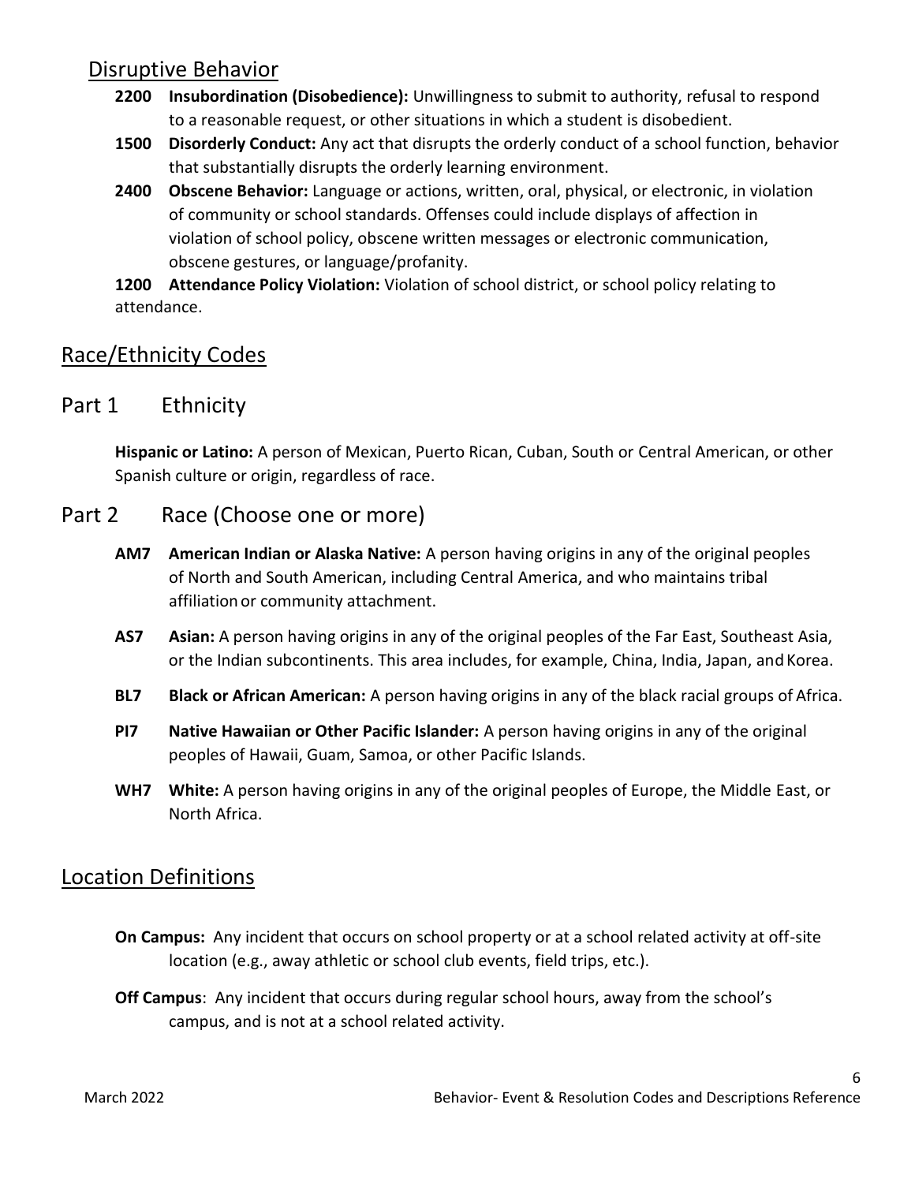## Disruptive Behavior

**2200 Insubordination (Disobedience):** Unwillingness to submit to authority, refusal to respond to a reasonable request, or other situations in which a student is disobedient.

**1500 Disorderly Conduct:** Any act that disrupts the orderly conduct of a school function, behavior that substantially disrupts the orderly learning environment.

**2400 Obscene Behavior:** Language or actions, written, oral, physical, or electronic, in violation of community or school standards. Offenses could include displays of affection in violation of school policy, obscene written messages or electronic communication, obscene gestures, or language/profanity.

**1200 Attendance Policy Violation:** Violation of school district, or school policy relating to attendance.

## Race/Ethnicity Codes

## Part 1 Ethnicity

**Hispanic or Latino:** A person of Mexican, Puerto Rican, Cuban, South or Central American, or other Spanish culture or origin, regardless of race.

## Part 2 Race (Choose one or more)

**AM7 American Indian or Alaska Native:** A person having origins in any of the original peoples of North and South American, including Central America, and who maintains tribal affiliation or community attachment.

**AS7 Asian:** A person having origins in any of the original peoples of the Far East, Southeast Asia, or the Indian subcontinents. This area includes, for example, China, India, Japan, and Korea.

**BL7 Black or African American:** A person having origins in any of the black racial groups of Africa.

**PI7 Native Hawaiian or Other Pacific Islander:** A person having origins in any of the original peoples of Hawaii, Guam, Samoa, or other Pacific Islands.

**WH7 White:** A person having origins in any of the original peoples of Europe, the Middle East, or North Africa.

## Location Definitions

**On Campus:** Any incident that occurs on school property or at a school related activity at off-site location (e.g., away athletic or school club events, field trips, etc.).

**Off Campus**: Any incident that occurs during regular school hours, away from the school's campus, and is not at a school related activity.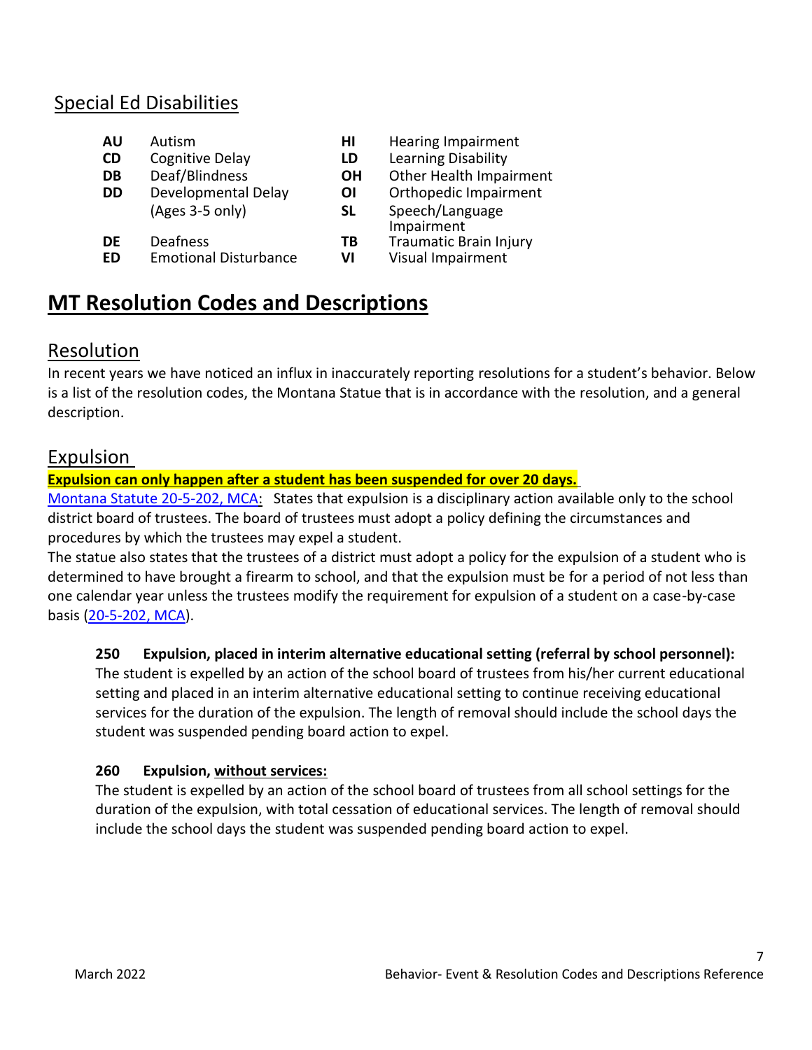## Special Ed Disabilities

| | | | |
|---|---|---|---|
| **AU** | Autism | **HI** | Hearing Impairment |
| **CD** | Cognitive Delay | **LD** | Learning Disability |
| **DB** | Deaf/Blindness | **OH** | Other Health Impairment |
| **DD** | Developmental Delay (Ages 3-5 only) | **OI** | Orthopedic Impairment |
| | | **SL** | Speech/Language Impairment |
| **DE** | Deafness | **TB** | Traumatic Brain Injury |
| **ED** | Emotional Disturbance | **VI** | Visual Impairment |

# MT Resolution Codes and Descriptions

## Resolution

In recent years we have noticed an influx in inaccurately reporting resolutions for a student's behavior. Below is a list of the resolution codes, the Montana Statue that is in accordance with the resolution, and a general description.

## Expulsion

**Expulsion can only happen after a student has been suspended for over 20 days.**

Montana Statute 20-5-202, MCA: States that expulsion is a disciplinary action available only to the school district board of trustees. The board of trustees must adopt a policy defining the circumstances and procedures by which the trustees may expel a student.

The statue also states that the trustees of a district must adopt a policy for the expulsion of a student who is determined to have brought a firearm to school, and that the expulsion must be for a period of not less than one calendar year unless the trustees modify the requirement for expulsion of a student on a case-by-case basis (20-5-202, MCA).

**250 Expulsion, placed in interim alternative educational setting (referral by school personnel):**
The student is expelled by an action of the school board of trustees from his/her current educational setting and placed in an interim alternative educational setting to continue receiving educational services for the duration of the expulsion. The length of removal should include the school days the student was suspended pending board action to expel.

**260 Expulsion, without services:**
The student is expelled by an action of the school board of trustees from all school settings for the duration of the expulsion, with total cessation of educational services. The length of removal should include the school days the student was suspended pending board action to expel.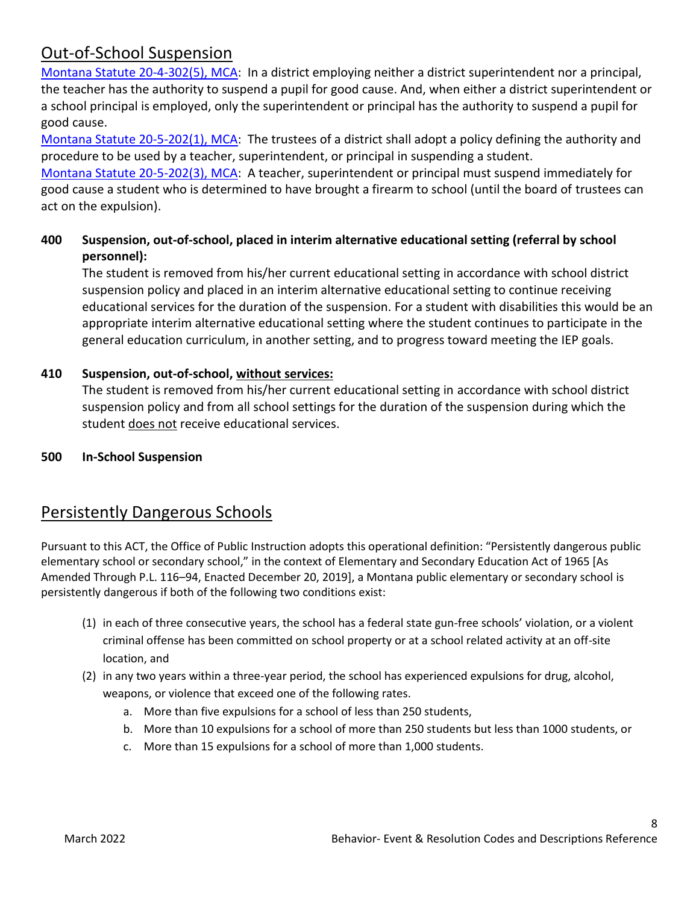## Out-of-School Suspension

[Montana Statute 20-4-302(5), MCA](#): In a district employing neither a district superintendent nor a principal, the teacher has the authority to suspend a pupil for good cause. And, when either a district superintendent or a school principal is employed, only the superintendent or principal has the authority to suspend a pupil for good cause.

[Montana Statute 20-5-202(1), MCA](#): The trustees of a district shall adopt a policy defining the authority and procedure to be used by a teacher, superintendent, or principal in suspending a student.

[Montana Statute 20-5-202(3), MCA](#): A teacher, superintendent or principal must suspend immediately for good cause a student who is determined to have brought a firearm to school (until the board of trustees can act on the expulsion).

**400 Suspension, out-of-school, placed in interim alternative educational setting (referral by school personnel):**

The student is removed from his/her current educational setting in accordance with school district suspension policy and placed in an interim alternative educational setting to continue receiving educational services for the duration of the suspension. For a student with disabilities this would be an appropriate interim alternative educational setting where the student continues to participate in the general education curriculum, in another setting, and to progress toward meeting the IEP goals.

**410 Suspension, out-of-school, <u>without services:</u>**

The student is removed from his/her current educational setting in accordance with school district suspension policy and from all school settings for the duration of the suspension during which the student <u>does not</u> receive educational services.

**500 In-School Suspension**

## Persistently Dangerous Schools

Pursuant to this ACT, the Office of Public Instruction adopts this operational definition: "Persistently dangerous public elementary school or secondary school," in the context of Elementary and Secondary Education Act of 1965 [As Amended Through P.L. 116–94, Enacted December 20, 2019], a Montana public elementary or secondary school is persistently dangerous if both of the following two conditions exist:

(1) in each of three consecutive years, the school has a federal state gun-free schools' violation, or a violent criminal offense has been committed on school property or at a school related activity at an off-site location, and

(2) in any two years within a three-year period, the school has experienced expulsions for drug, alcohol, weapons, or violence that exceed one of the following rates.

   a. More than five expulsions for a school of less than 250 students,

   b. More than 10 expulsions for a school of more than 250 students but less than 1000 students, or

   c. More than 15 expulsions for a school of more than 1,000 students.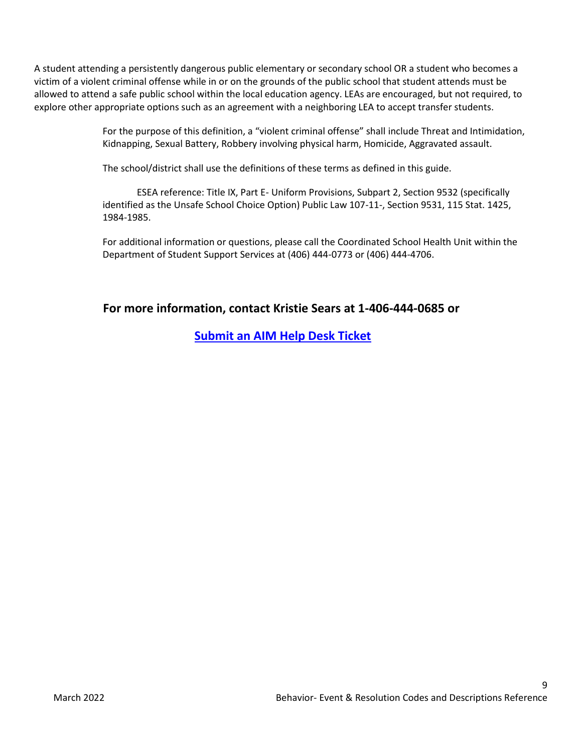A student attending a persistently dangerous public elementary or secondary school OR a student who becomes a victim of a violent criminal offense while in or on the grounds of the public school that student attends must be allowed to attend a safe public school within the local education agency. LEAs are encouraged, but not required, to explore other appropriate options such as an agreement with a neighboring LEA to accept transfer students.

For the purpose of this definition, a “violent criminal offense” shall include Threat and Intimidation, Kidnapping, Sexual Battery, Robbery involving physical harm, Homicide, Aggravated assault.

The school/district shall use the definitions of these terms as defined in this guide.

ESEA reference: Title IX, Part E- Uniform Provisions, Subpart 2, Section 9532 (specifically identified as the Unsafe School Choice Option) Public Law 107-11-, Section 9531, 115 Stat. 1425, 1984-1985.

For additional information or questions, please call the Coordinated School Health Unit within the Department of Student Support Services at (406) 444-0773 or (406) 444-4706.

## For more information, contact Kristie Sears at 1-406-444-0685 or

**[Submit an AIM Help Desk Ticket]**